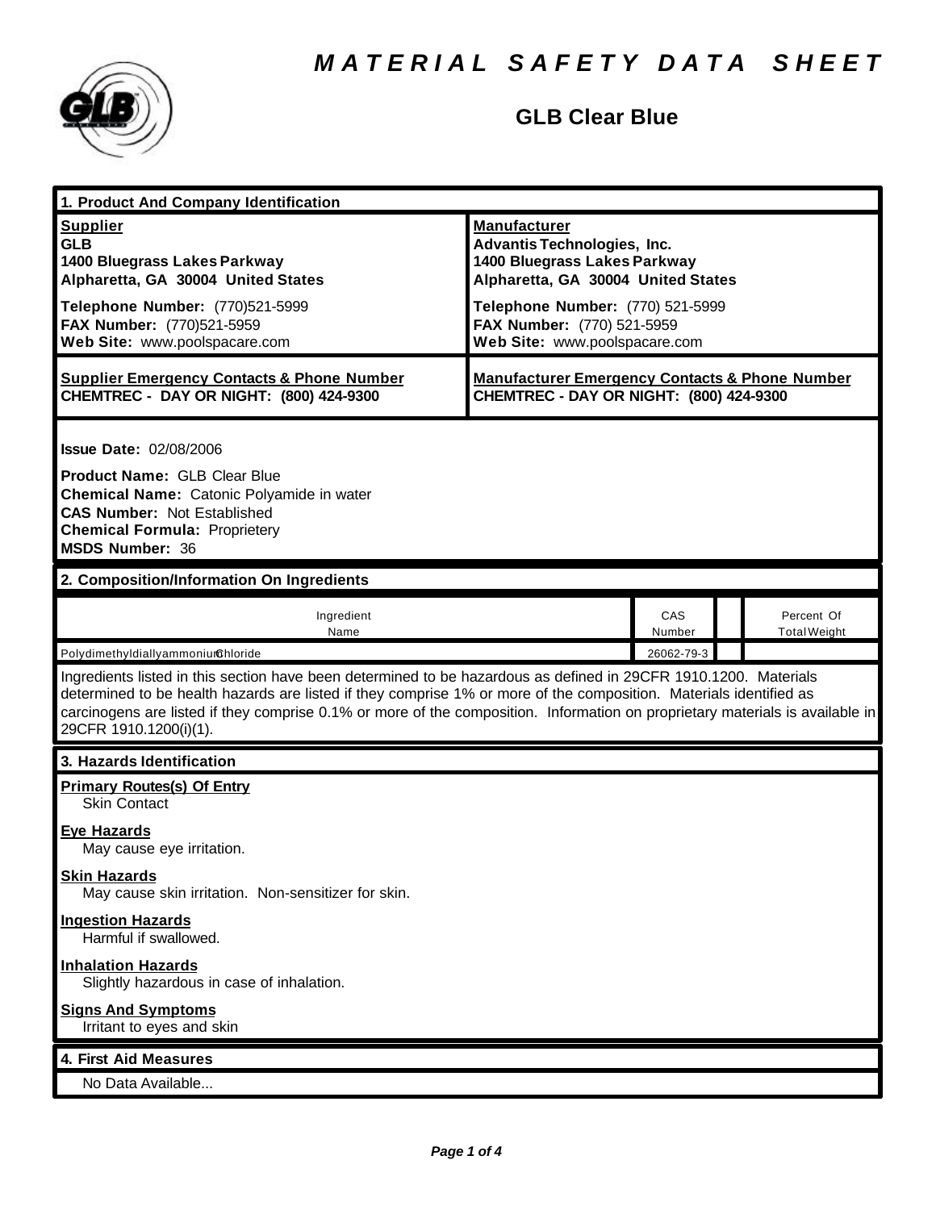# MATERIAL SAFETY DATA SHEET

## GLB Clear Blue

### 1. Product And Company Identification

**Supplier**
**GLB**
**1400 Bluegrass Lakes Parkway**
**Alpharetta, GA 30004 United States**

**Telephone Number:** (770)521-5999
**FAX Number:** (770)521-5959
**Web Site:** www.poolspacare.com

**Manufacturer**
**Advantis Technologies, Inc.**
**1400 Bluegrass Lakes Parkway**
**Alpharetta, GA 30004 United States**

**Telephone Number:** (770) 521-5999
**FAX Number:** (770) 521-5959
**Web Site:** www.poolspacare.com

**Supplier Emergency Contacts & Phone Number**
**CHEMTREC - DAY OR NIGHT: (800) 424-9300**

**Manufacturer Emergency Contacts & Phone Number**
**CHEMTREC - DAY OR NIGHT: (800) 424-9300**

**Issue Date:** 02/08/2006

**Product Name:** GLB Clear Blue
**Chemical Name:** Catonic Polyamide in water
**CAS Number:** Not Established
**Chemical Formula:** Proprietery
**MSDS Number:** 36

### 2. Composition/Information On Ingredients

| Ingredient Name | CAS Number | | Percent Of Total Weight |
|---|---|---|---|
| PolydimethyldiallyammoniumChloride | 26062-79-3 | | |

Ingredients listed in this section have been determined to be hazardous as defined in 29CFR 1910.1200. Materials determined to be health hazards are listed if they comprise 1% or more of the composition. Materials identified as carcinogens are listed if they comprise 0.1% or more of the composition. Information on proprietary materials is available in 29CFR 1910.1200(i)(1).

### 3. Hazards Identification

**Primary Routes(s) Of Entry**
Skin Contact

**Eye Hazards**
May cause eye irritation.

**Skin Hazards**
May cause skin irritation. Non-sensitizer for skin.

**Ingestion Hazards**
Harmful if swallowed.

**Inhalation Hazards**
Slightly hazardous in case of inhalation.

**Signs And Symptoms**
Irritant to eyes and skin

### 4. First Aid Measures

No Data Available...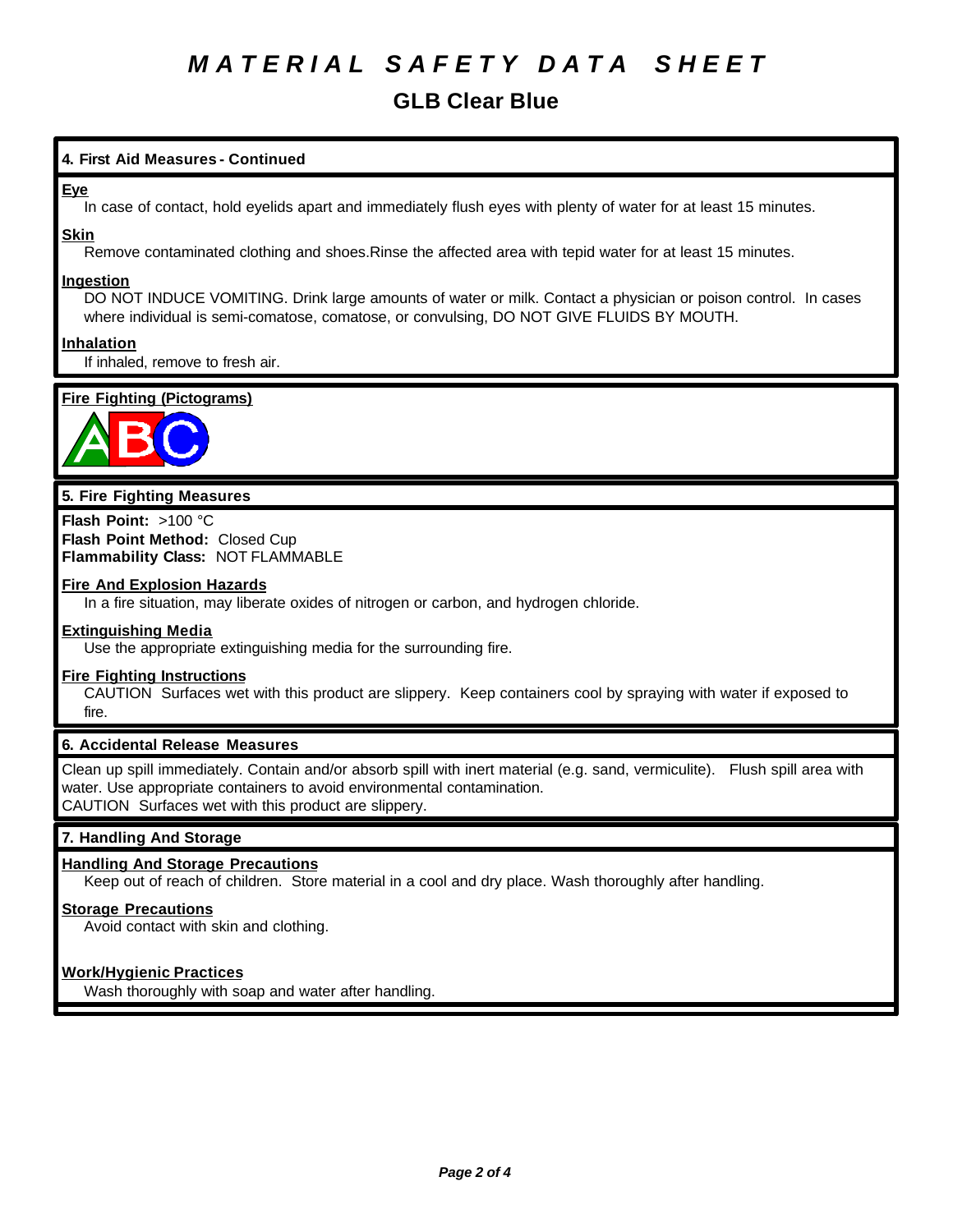# MATERIAL SAFETY DATA SHEET

## GLB Clear Blue

### 4. First Aid Measures - Continued

**Eye**

In case of contact, hold eyelids apart and immediately flush eyes with plenty of water for at least 15 minutes.

**Skin**

Remove contaminated clothing and shoes.Rinse the affected area with tepid water for at least 15 minutes.

**Ingestion**

DO NOT INDUCE VOMITING. Drink large amounts of water or milk. Contact a physician or poison control. In cases where individual is semi-comatose, comatose, or convulsing, DO NOT GIVE FLUIDS BY MOUTH.

**Inhalation**

If inhaled, remove to fresh air.

**Fire Fighting (Pictograms)**

ABC

### 5. Fire Fighting Measures

**Flash Point:** >100 °C
**Flash Point Method:** Closed Cup
**Flammability Class:** NOT FLAMMABLE

**Fire And Explosion Hazards**

In a fire situation, may liberate oxides of nitrogen or carbon, and hydrogen chloride.

**Extinguishing Media**

Use the appropriate extinguishing media for the surrounding fire.

**Fire Fighting Instructions**

CAUTION Surfaces wet with this product are slippery. Keep containers cool by spraying with water if exposed to fire.

### 6. Accidental Release Measures

Clean up spill immediately. Contain and/or absorb spill with inert material (e.g. sand, vermiculite). Flush spill area with water. Use appropriate containers to avoid environmental contamination.
CAUTION Surfaces wet with this product are slippery.

### 7. Handling And Storage

**Handling And Storage Precautions**

Keep out of reach of children. Store material in a cool and dry place. Wash thoroughly after handling.

**Storage Precautions**

Avoid contact with skin and clothing.

**Work/Hygienic Practices**

Wash thoroughly with soap and water after handling.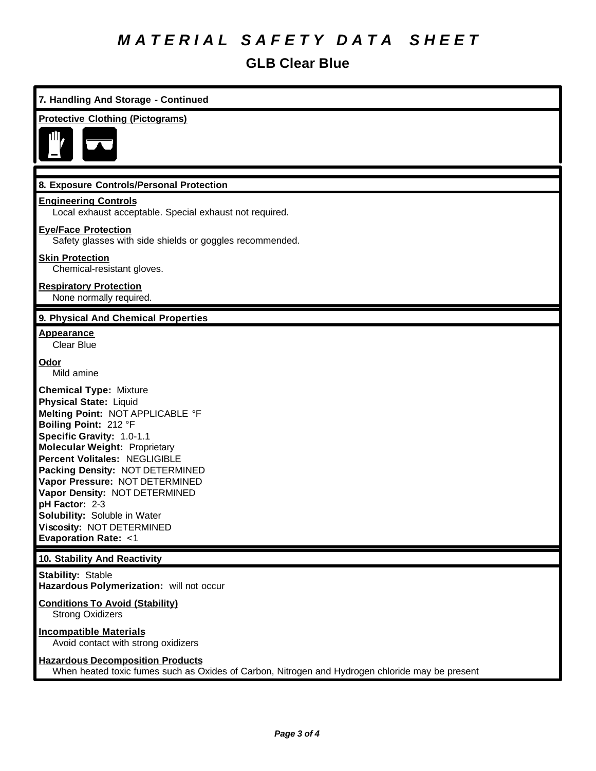# MATERIAL SAFETY DATA SHEET

## GLB Clear Blue

### 7. Handling And Storage - Continued

**Protective Clothing (Pictograms)**

### 8. Exposure Controls/Personal Protection

**Engineering Controls**

Local exhaust acceptable. Special exhaust not required.

**Eye/Face Protection**

Safety glasses with side shields or goggles recommended.

**Skin Protection**

Chemical-resistant gloves.

**Respiratory Protection**

None normally required.

### 9. Physical And Chemical Properties

**Appearance**

Clear Blue

**Odor**

Mild amine

**Chemical Type:** Mixture
**Physical State:** Liquid
**Melting Point:** NOT APPLICABLE °F
**Boiling Point:** 212 °F
**Specific Gravity:** 1.0-1.1
**Molecular Weight:** Proprietary
**Percent Volitales:** NEGLIGIBLE
**Packing Density:** NOT DETERMINED
**Vapor Pressure:** NOT DETERMINED
**Vapor Density:** NOT DETERMINED
**pH Factor:** 2-3
**Solubility:** Soluble in Water
**Viscosity:** NOT DETERMINED
**Evaporation Rate:** <1

### 10. Stability And Reactivity

**Stability:** Stable
**Hazardous Polymerization:** will not occur

**Conditions To Avoid (Stability)**

Strong Oxidizers

**Incompatible Materials**

Avoid contact with strong oxidizers

**Hazardous Decomposition Products**

When heated toxic fumes such as Oxides of Carbon, Nitrogen and Hydrogen chloride may be present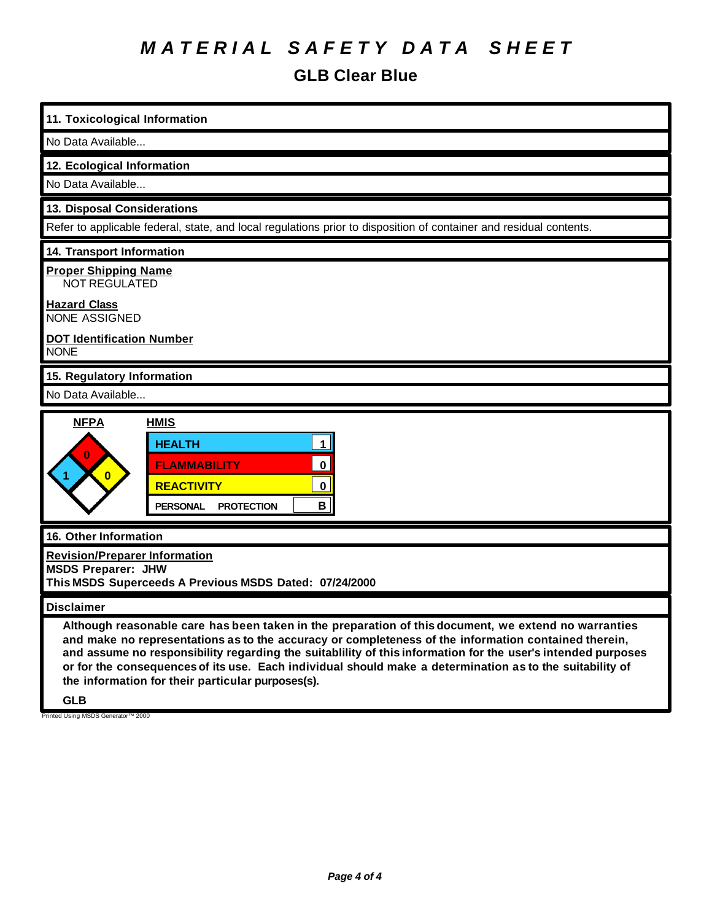# MATERIAL SAFETY DATA SHEET

## GLB Clear Blue

### 11. Toxicological Information

No Data Available...

### 12. Ecological Information

No Data Available...

### 13. Disposal Considerations

Refer to applicable federal, state, and local regulations prior to disposition of container and residual contents.

### 14. Transport Information

**Proper Shipping Name**
NOT REGULATED

**Hazard Class**
NONE ASSIGNED

**DOT Identification Number**
NONE

### 15. Regulatory Information

No Data Available...

**NFPA**

0
1 0

**HMIS**

| | |
|---|---|
| HEALTH | 1 |
| FLAMMABILITY | 0 |
| REACTIVITY | 0 |
| PERSONAL PROTECTION | B |

### 16. Other Information

**Revision/Preparer Information**
**MSDS Preparer: JHW**
**This MSDS Superceeds A Previous MSDS Dated: 07/24/2000**

### Disclaimer

**Although reasonable care has been taken in the preparation of this document, we extend no warranties and make no representations as to the accuracy or completeness of the information contained therein, and assume no responsibility regarding the suitablility of this information for the user's intended purposes or for the consequences of its use. Each individual should make a determination as to the suitability of the information for their particular purposes(s).**

**GLB**

Printed Using MSDS Generator™ 2000